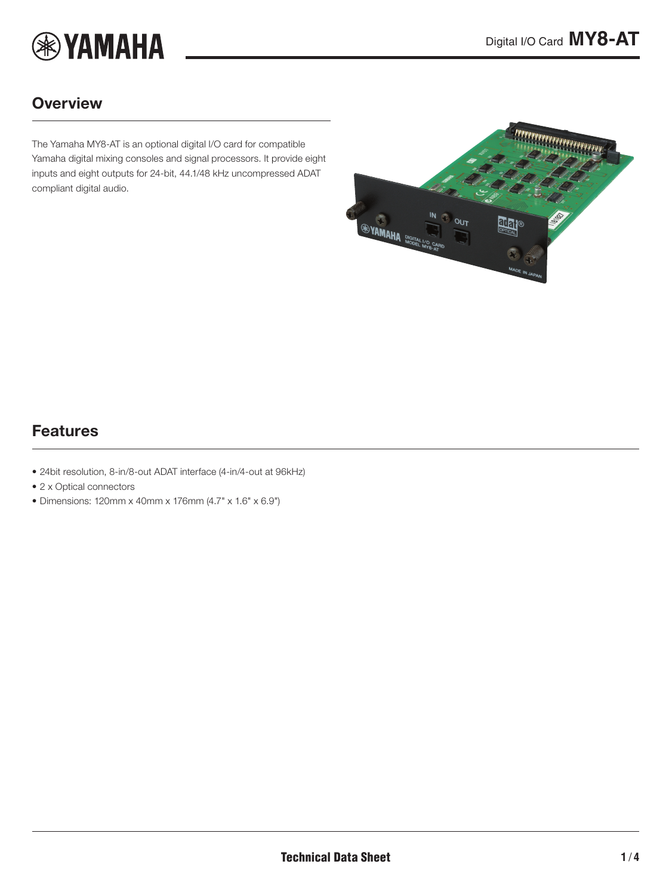# Digital I/O Card MY8-AT

## Overview

The Yamaha MY8-AT is an optional digital I/O card for compatible Yamaha digital mixing consoles and signal processors. It provide eight inputs and eight outputs for 24-bit, 44.1/48 kHz uncompressed ADAT compliant digital audio.

## Features

- 24bit resolution, 8-in/8-out ADAT interface (4-in/4-out at 96kHz)
- 2 x Optical connectors
- Dimensions: 120mm x 40mm x 176mm (4.7" x 1.6" x 6.9")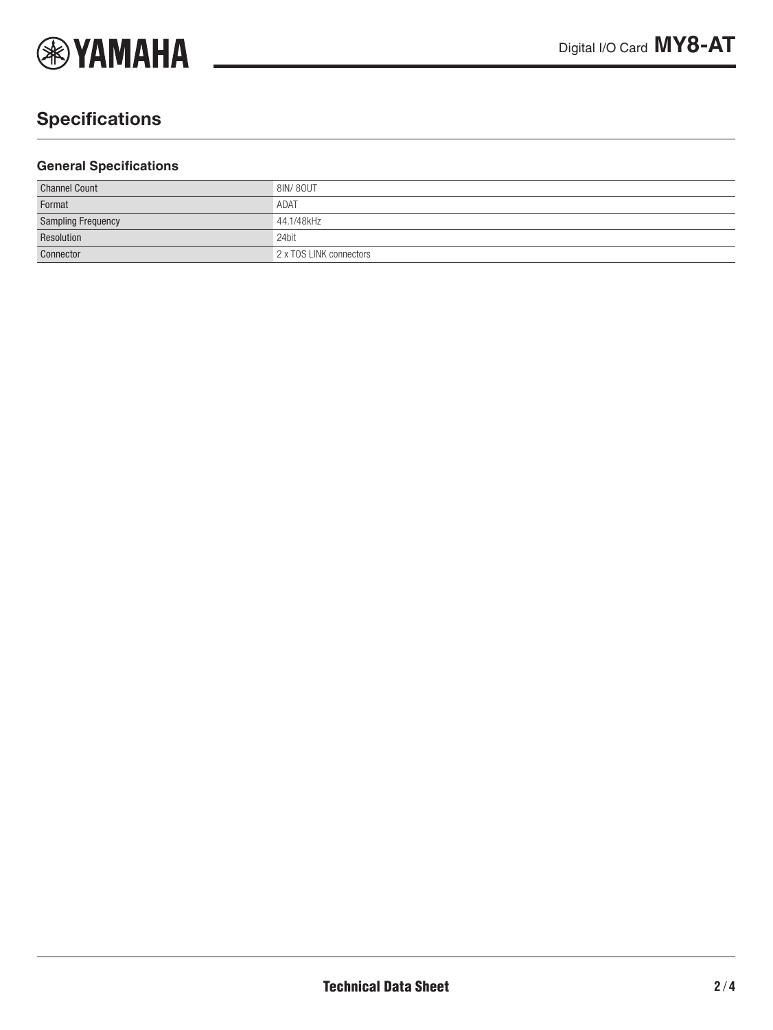## Specifications

### General Specifications

| | |
|---|---|
| Channel Count | 8IN/ 8OUT |
| Format | ADAT |
| Sampling Frequency | 44.1/48kHz |
| Resolution | 24bit |
| Connector | 2 x TOS LINK connectors |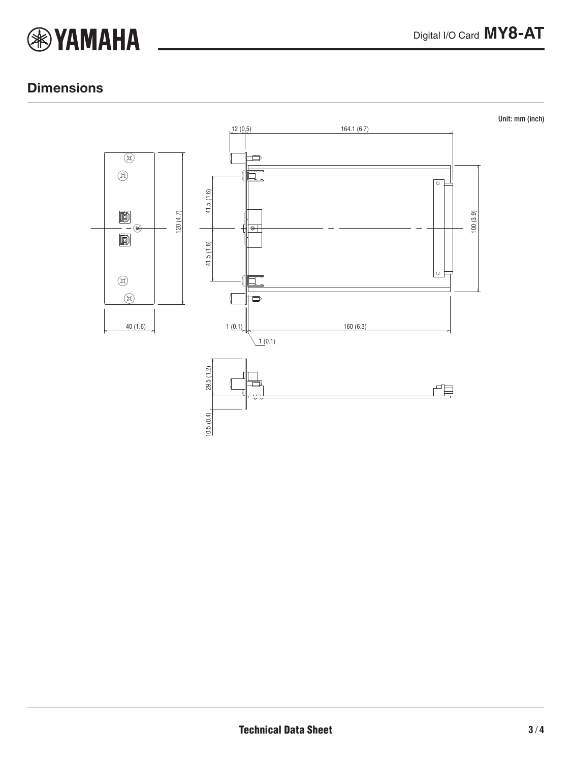## Dimensions

Unit: mm (inch)

12 (0.5)

164.1 (6.7)

41.5 (1.6)

41.5 (1.6)

120 (4.7)

100 (3.9)

40 (1.6)

1 (0.1)

160 (6.3)

1 (0.1)

29.5 (1.2)

10.5 (0.4)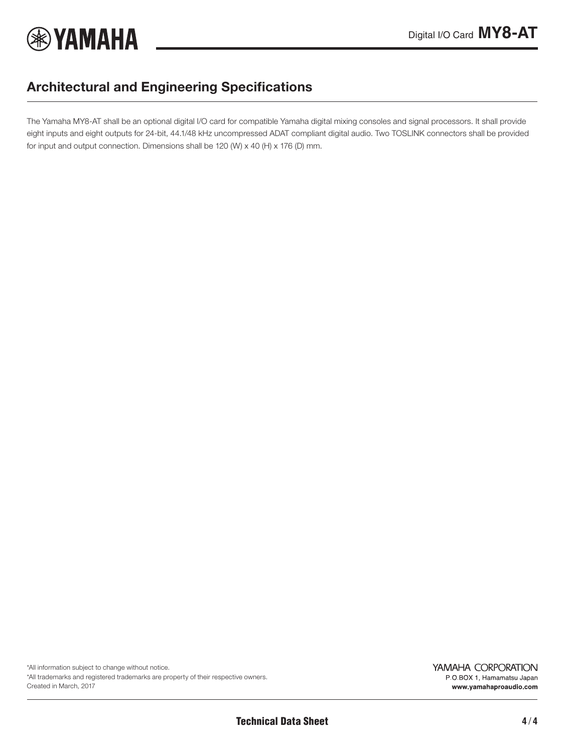## Architectural and Engineering Specifications

The Yamaha MY8-AT shall be an optional digital I/O card for compatible Yamaha digital mixing consoles and signal processors. It shall provide eight inputs and eight outputs for 24-bit, 44.1/48 kHz uncompressed ADAT compliant digital audio. Two TOSLINK connectors shall be provided for input and output connection. Dimensions shall be 120 (W) x 40 (H) x 176 (D) mm.

*All information subject to change without notice.
*All trademarks and registered trademarks are property of their respective owners.
Created in March, 2017

YAMAHA CORPORATION
P.O.BOX 1, Hamamatsu Japan
**www.yamahaproaudio.com**